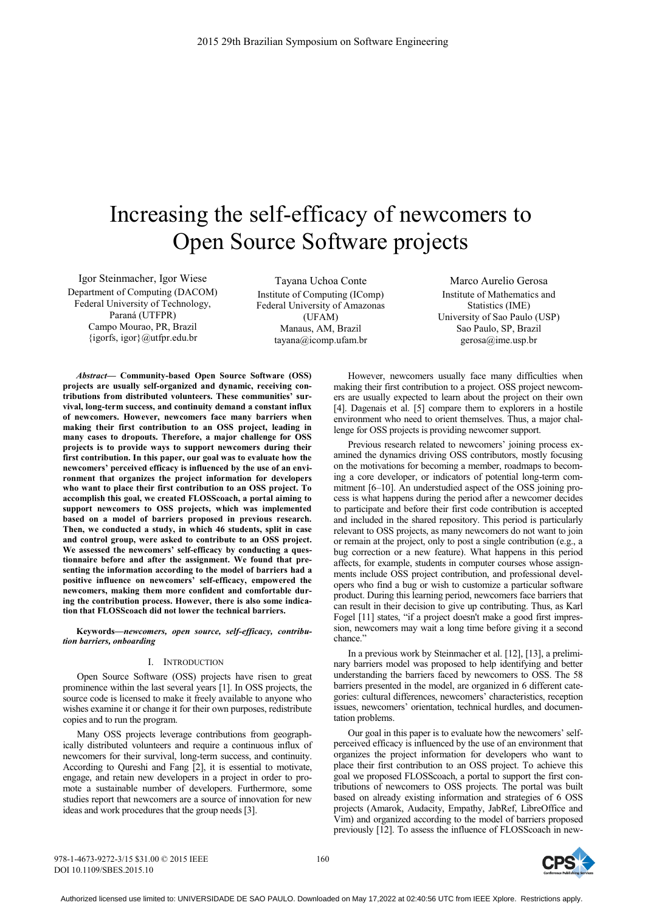# Increasing the self-efficacy of newcomers to Open Source Software projects

Igor Steinmacher, Igor Wiese
Department of Computing (DACOM)
Federal University of Technology, Paraná (UTFPR)
Campo Mourao, PR, Brazil
{igorfs, igor}@utfpr.edu.br

Tayana Uchoa Conte
Institute of Computing (IComp)
Federal University of Amazonas (UFAM)
Manaus, AM, Brazil
tayana@icomp.ufam.br

Marco Aurelio Gerosa
Institute of Mathematics and Statistics (IME)
University of Sao Paulo (USP)
Sao Paulo, SP, Brazil
gerosa@ime.usp.br

***Abstract*— Community-based Open Source Software (OSS) projects are usually self-organized and dynamic, receiving contributions from distributed volunteers. These communities' survival, long-term success, and continuity demand a constant influx of newcomers. However, newcomers face many barriers when making their first contribution to an OSS project, leading in many cases to dropouts. Therefore, a major challenge for OSS projects is to provide ways to support newcomers during their first contribution. In this paper, our goal was to evaluate how the newcomers' perceived efficacy is influenced by the use of an environment that organizes the project information for developers who want to place their first contribution to an OSS project. To accomplish this goal, we created FLOSScoach, a portal aiming to support newcomers to OSS projects, which was implemented based on a model of barriers proposed in previous research. Then, we conducted a study, in which 46 students, split in case and control group, were asked to contribute to an OSS project. We assessed the newcomers' self-efficacy by conducting a questionnaire before and after the assignment. We found that presenting the information according to the model of barriers had a positive influence on newcomers' self-efficacy, empowered the newcomers, making them more confident and comfortable during the contribution process. However, there is also some indication that FLOSScoach did not lower the technical barriers.**

**Keywords—*newcomers, open source, self-efficacy, contribution barriers, onboarding***

## I. Introduction

Open Source Software (OSS) projects have risen to great prominence within the last several years [1]. In OSS projects, the source code is licensed to make it freely available to anyone who wishes examine it or change it for their own purposes, redistribute copies and to run the program.

Many OSS projects leverage contributions from geographically distributed volunteers and require a continuous influx of newcomers for their survival, long-term success, and continuity. According to Qureshi and Fang [2], it is essential to motivate, engage, and retain new developers in a project in order to promote a sustainable number of developers. Furthermore, some studies report that newcomers are a source of innovation for new ideas and work procedures that the group needs [3].

However, newcomers usually face many difficulties when making their first contribution to a project. OSS project newcomers are usually expected to learn about the project on their own [4]. Dagenais et al. [5] compare them to explorers in a hostile environment who need to orient themselves. Thus, a major challenge for OSS projects is providing newcomer support.

Previous research related to newcomers' joining process examined the dynamics driving OSS contributors, mostly focusing on the motivations for becoming a member, roadmaps to becoming a core developer, or indicators of potential long-term commitment [6–10]. An understudied aspect of the OSS joining process is what happens during the period after a newcomer decides to participate and before their first code contribution is accepted and included in the shared repository. This period is particularly relevant to OSS projects, as many newcomers do not want to join or remain at the project, only to post a single contribution (e.g., a bug correction or a new feature). What happens in this period affects, for example, students in computer courses whose assignments include OSS project contribution, and professional developers who find a bug or wish to customize a particular software product. During this learning period, newcomers face barriers that can result in their decision to give up contributing. Thus, as Karl Fogel [11] states, "if a project doesn't make a good first impression, newcomers may wait a long time before giving it a second chance."

In a previous work by Steinmacher et al. [12], [13], a preliminary barriers model was proposed to help identifying and better understanding the barriers faced by newcomers to OSS. The 58 barriers presented in the model, are organized in 6 different categories: cultural differences, newcomers' characteristics, reception issues, newcomers' orientation, technical hurdles, and documentation problems.

Our goal in this paper is to evaluate how the newcomers' self-perceived efficacy is influenced by the use of an environment that organizes the project information for developers who want to place their first contribution to an OSS project. To achieve this goal we proposed FLOSScoach, a portal to support the first contributions of newcomers to OSS projects. The portal was built based on already existing information and strategies of 6 OSS projects (Amarok, Audacity, Empathy, JabRef, LibreOffice and Vim) and organized according to the model of barriers proposed previously [12]. To assess the influence of FLOSScoach in new-

978-1-4673-9272-3/15 $31.00 © 2015 IEEE
DOI 10.1109/SBES.2015.10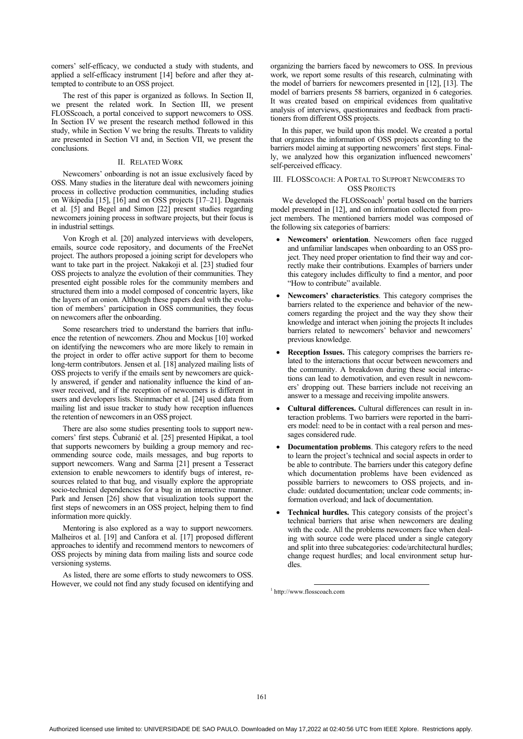comers' self-efficacy, we conducted a study with students, and applied a self-efficacy instrument [14] before and after they attempted to contribute to an OSS project.

The rest of this paper is organized as follows. In Section II, we present the related work. In Section III, we present FLOSScoach, a portal conceived to support newcomers to OSS. In Section IV we present the research method followed in this study, while in Section V we bring the results. Threats to validity are presented in Section VI and, in Section VII, we present the conclusions.

## II. Related Work

Newcomers' onboarding is not an issue exclusively faced by OSS. Many studies in the literature deal with newcomers joining process in collective production communities, including studies on Wikipedia [15], [16] and on OSS projects [17–21]. Dagenais et al. [5] and Begel and Simon [22] present studies regarding newcomers joining process in software projects, but their focus is in industrial settings.

Von Krogh et al. [20] analyzed interviews with developers, emails, source code repository, and documents of the FreeNet project. The authors proposed a joining script for developers who want to take part in the project. Nakakoji et al. [23] studied four OSS projects to analyze the evolution of their communities. They presented eight possible roles for the community members and structured them into a model composed of concentric layers, like the layers of an onion. Although these papers deal with the evolution of members' participation in OSS communities, they focus on newcomers after the onboarding.

Some researchers tried to understand the barriers that influence the retention of newcomers. Zhou and Mockus [10] worked on identifying the newcomers who are more likely to remain in the project in order to offer active support for them to become long-term contributors. Jensen et al. [18] analyzed mailing lists of OSS projects to verify if the emails sent by newcomers are quickly answered, if gender and nationality influence the kind of answer received, and if the reception of newcomers is different in users and developers lists. Steinmacher et al. [24] used data from mailing list and issue tracker to study how reception influences the retention of newcomers in an OSS project.

There are also some studies presenting tools to support newcomers' first steps. Čubranić et al. [25] presented Hipikat, a tool that supports newcomers by building a group memory and recommending source code, mails messages, and bug reports to support newcomers. Wang and Sarma [21] present a Tesseract extension to enable newcomers to identify bugs of interest, resources related to that bug, and visually explore the appropriate socio-technical dependencies for a bug in an interactive manner. Park and Jensen [26] show that visualization tools support the first steps of newcomers in an OSS project, helping them to find information more quickly.

Mentoring is also explored as a way to support newcomers. Malheiros et al. [19] and Canfora et al. [17] proposed different approaches to identify and recommend mentors to newcomers of OSS projects by mining data from mailing lists and source code versioning systems.

As listed, there are some efforts to study newcomers to OSS. However, we could not find any study focused on identifying and organizing the barriers faced by newcomers to OSS. In previous work, we report some results of this research, culminating with the model of barriers for newcomers presented in [12], [13]. The model of barriers presents 58 barriers, organized in 6 categories. It was created based on empirical evidences from qualitative analysis of interviews, questionnaires and feedback from practitioners from different OSS projects.

In this paper, we build upon this model. We created a portal that organizes the information of OSS projects according to the barriers model aiming at supporting newcomers' first steps. Finally, we analyzed how this organization influenced newcomers' self-perceived efficacy.

## III. FLOSScoach: A Portal to Support Newcomers to OSS Projects

We developed the FLOSScoach[1] portal based on the barriers model presented in [12], and on information collected from project members. The mentioned barriers model was composed of the following six categories of barriers:

- **Newcomers' orientation**. Newcomers often face rugged and unfamiliar landscapes when onboarding to an OSS project. They need proper orientation to find their way and correctly make their contributions. Examples of barriers under this category includes difficulty to find a mentor, and poor "How to contribute" available.
- **Newcomers' characteristics**. This category comprises the barriers related to the experience and behavior of the newcomers regarding the project and the way they show their knowledge and interact when joining the projects It includes barriers related to newcomers' behavior and newcomers' previous knowledge.
- **Reception Issues.** This category comprises the barriers related to the interactions that occur between newcomers and the community. A breakdown during these social interactions can lead to demotivation, and even result in newcomers' dropping out. These barriers include not receiving an answer to a message and receiving impolite answers.
- **Cultural differences.** Cultural differences can result in interaction problems. Two barriers were reported in the barriers model: need to be in contact with a real person and messages considered rude.
- **Documentation problems**. This category refers to the need to learn the project's technical and social aspects in order to be able to contribute. The barriers under this category define which documentation problems have been evidenced as possible barriers to newcomers to OSS projects, and include: outdated documentation; unclear code comments; information overload; and lack of documentation.
- **Technical hurdles.** This category consists of the project's technical barriers that arise when newcomers are dealing with the code. All the problems newcomers face when dealing with source code were placed under a single category and split into three subcategories: code/architectural hurdles; change request hurdles; and local environment setup hurdles.

[1] http://www.flosscoach.com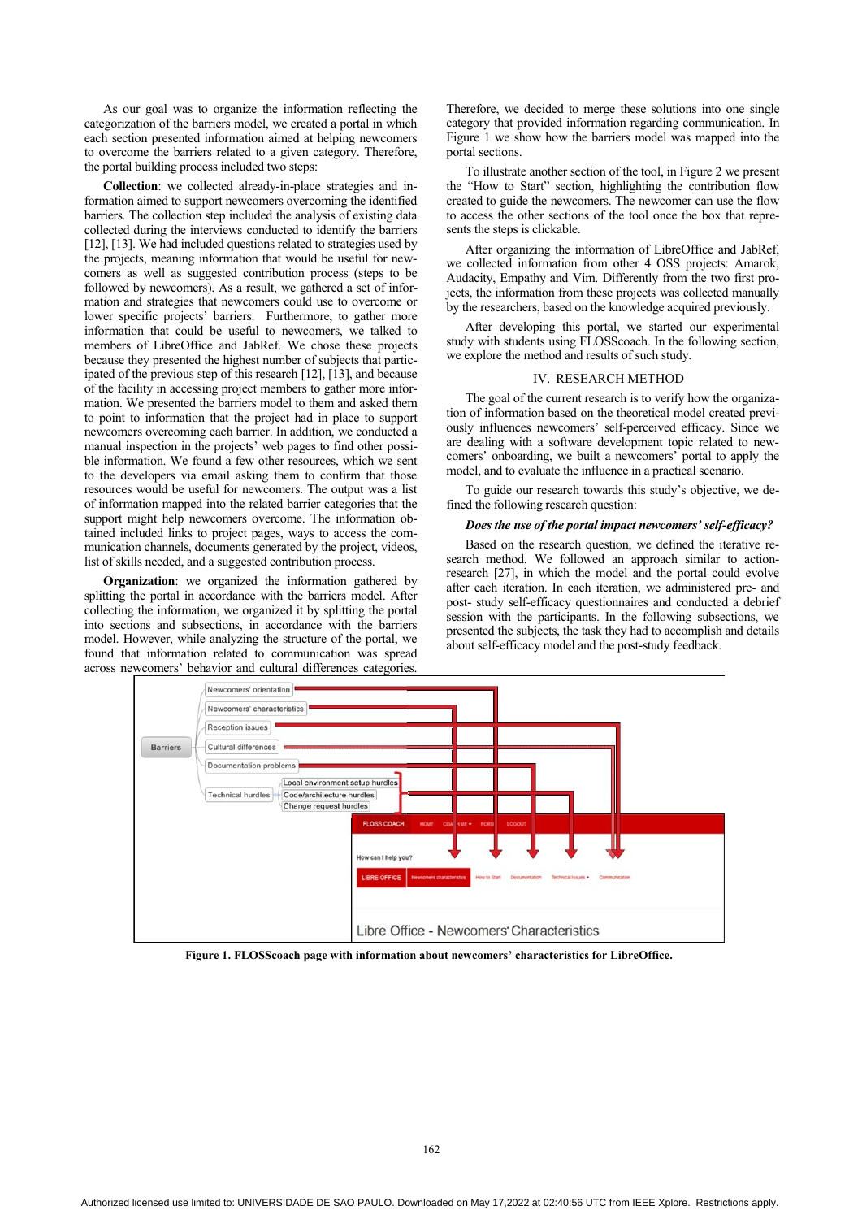As our goal was to organize the information reflecting the categorization of the barriers model, we created a portal in which each section presented information aimed at helping newcomers to overcome the barriers related to a given category. Therefore, the portal building process included two steps:

**Collection**: we collected already-in-place strategies and information aimed to support newcomers overcoming the identified barriers. The collection step included the analysis of existing data collected during the interviews conducted to identify the barriers [12], [13]. We had included questions related to strategies used by the projects, meaning information that would be useful for newcomers as well as suggested contribution process (steps to be followed by newcomers). As a result, we gathered a set of information and strategies that newcomers could use to overcome or lower specific projects' barriers. Furthermore, to gather more information that could be useful to newcomers, we talked to members of LibreOffice and JabRef. We chose these projects because they presented the highest number of subjects that participated of the previous step of this research [12], [13], and because of the facility in accessing project members to gather more information. We presented the barriers model to them and asked them to point to information that the project had in place to support newcomers overcoming each barrier. In addition, we conducted a manual inspection in the projects' web pages to find other possible information. We found a few other resources, which we sent to the developers via email asking them to confirm that those resources would be useful for newcomers. The output was a list of information mapped into the related barrier categories that the support might help newcomers overcome. The information obtained included links to project pages, ways to access the communication channels, documents generated by the project, videos, list of skills needed, and a suggested contribution process.

**Organization**: we organized the information gathered by splitting the portal in accordance with the barriers model. After collecting the information, we organized it by splitting the portal into sections and subsections, in accordance with the barriers model. However, while analyzing the structure of the portal, we found that information related to communication was spread across newcomers' behavior and cultural differences categories. Therefore, we decided to merge these solutions into one single category that provided information regarding communication. In Figure 1 we show how the barriers model was mapped into the portal sections.

To illustrate another section of the tool, in Figure 2 we present the "How to Start" section, highlighting the contribution flow created to guide the newcomers. The newcomer can use the flow to access the other sections of the tool once the box that represents the steps is clickable.

After organizing the information of LibreOffice and JabRef, we collected information from other 4 OSS projects: Amarok, Audacity, Empathy and Vim. Differently from the two first projects, the information from these projects was collected manually by the researchers, based on the knowledge acquired previously.

After developing this portal, we started our experimental study with students using FLOSScoach. In the following section, we explore the method and results of such study.

## IV. Research Method

The goal of the current research is to verify how the organization of information based on the theoretical model created previously influences newcomers' self-perceived efficacy. Since we are dealing with a software development topic related to newcomers' onboarding, we built a newcomers' portal to apply the model, and to evaluate the influence in a practical scenario.

To guide our research towards this study's objective, we defined the following research question:

***Does the use of the portal impact newcomers' self-efficacy?***

Based on the research question, we defined the iterative research method. We followed an approach similar to action-research [27], in which the model and the portal could evolve after each iteration. In each iteration, we administered pre- and post- study self-efficacy questionnaires and conducted a debrief session with the participants. In the following subsections, we presented the subjects, the task they had to accomplish and details about self-efficacy model and the post-study feedback.

**Figure 1. FLOSScoach page with information about newcomers' characteristics for LibreOffice.**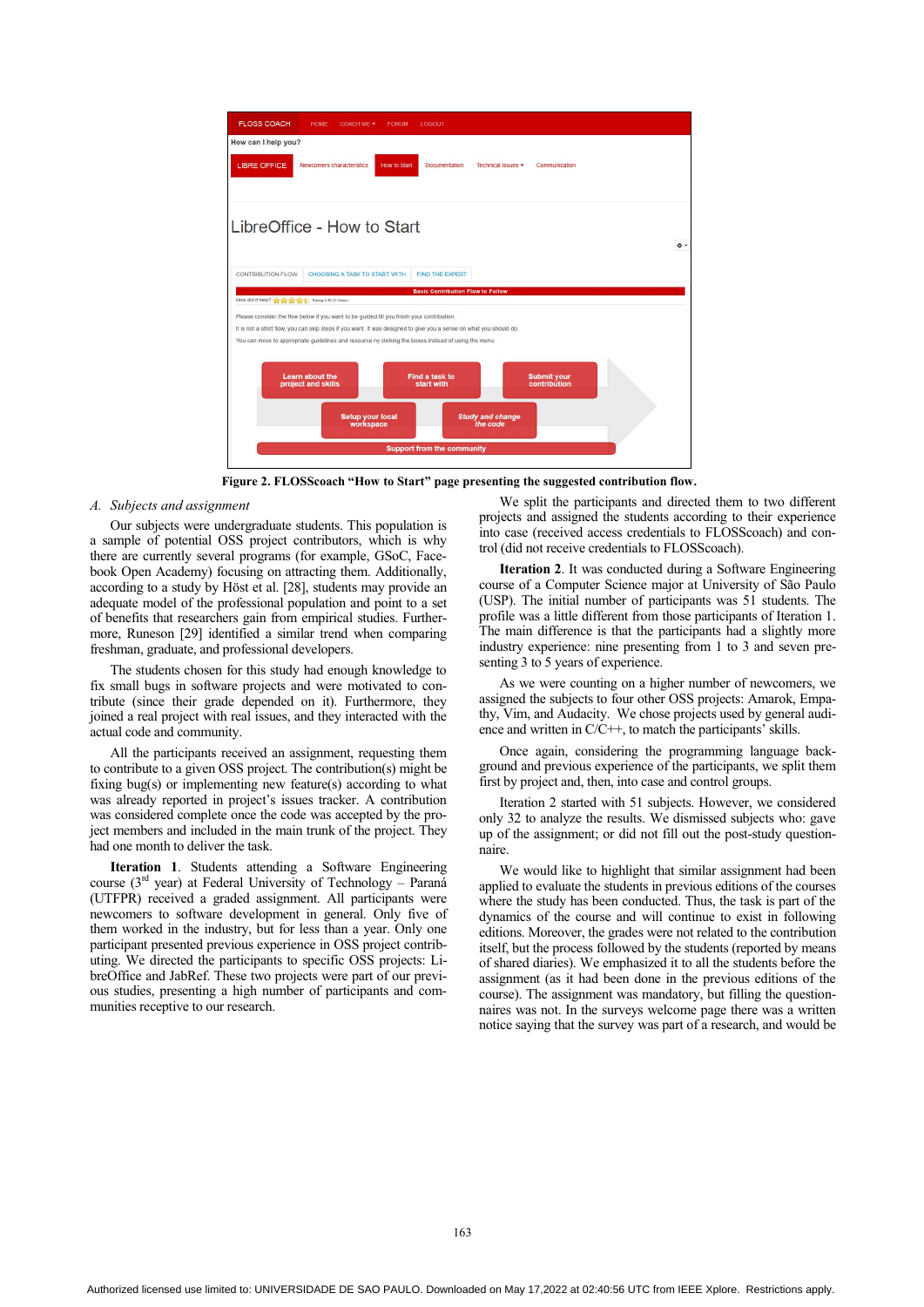Figure 2. FLOSScoach “How to Start” page presenting the suggested contribution flow.

### A. Subjects and assignment

Our subjects were undergraduate students. This population is a sample of potential OSS project contributors, which is why there are currently several programs (for example, GSoC, Facebook Open Academy) focusing on attracting them. Additionally, according to a study by Höst et al. [28], students may provide an adequate model of the professional population and point to a set of benefits that researchers gain from empirical studies. Furthermore, Runeson [29] identified a similar trend when comparing freshman, graduate, and professional developers.

The students chosen for this study had enough knowledge to fix small bugs in software projects and were motivated to contribute (since their grade depended on it). Furthermore, they joined a real project with real issues, and they interacted with the actual code and community.

All the participants received an assignment, requesting them to contribute to a given OSS project. The contribution(s) might be fixing bug(s) or implementing new feature(s) according to what was already reported in project's issues tracker. A contribution was considered complete once the code was accepted by the project members and included in the main trunk of the project. They had one month to deliver the task.

**Iteration 1**. Students attending a Software Engineering course (3rd year) at Federal University of Technology – Paraná (UTFPR) received a graded assignment. All participants were newcomers to software development in general. Only five of them worked in the industry, but for less than a year. Only one participant presented previous experience in OSS project contributing. We directed the participants to specific OSS projects: LibreOffice and JabRef. These two projects were part of our previous studies, presenting a high number of participants and communities receptive to our research.

We split the participants and directed them to two different projects and assigned the students according to their experience into case (received access credentials to FLOSScoach) and control (did not receive credentials to FLOSScoach).

**Iteration 2**. It was conducted during a Software Engineering course of a Computer Science major at University of São Paulo (USP). The initial number of participants was 51 students. The profile was a little different from those participants of Iteration 1. The main difference is that the participants had a slightly more industry experience: nine presenting from 1 to 3 and seven presenting 3 to 5 years of experience.

As we were counting on a higher number of newcomers, we assigned the subjects to four other OSS projects: Amarok, Empathy, Vim, and Audacity. We chose projects used by general audience and written in C/C++, to match the participants' skills.

Once again, considering the programming language background and previous experience of the participants, we split them first by project and, then, into case and control groups.

Iteration 2 started with 51 subjects. However, we considered only 32 to analyze the results. We dismissed subjects who: gave up of the assignment; or did not fill out the post-study questionnaire.

We would like to highlight that similar assignment had been applied to evaluate the students in previous editions of the courses where the study has been conducted. Thus, the task is part of the dynamics of the course and will continue to exist in following editions. Moreover, the grades were not related to the contribution itself, but the process followed by the students (reported by means of shared diaries). We emphasized it to all the students before the assignment (as it had been done in the previous editions of the course). The assignment was mandatory, but filling the questionnaires was not. In the surveys welcome page there was a written notice saying that the survey was part of a research, and would be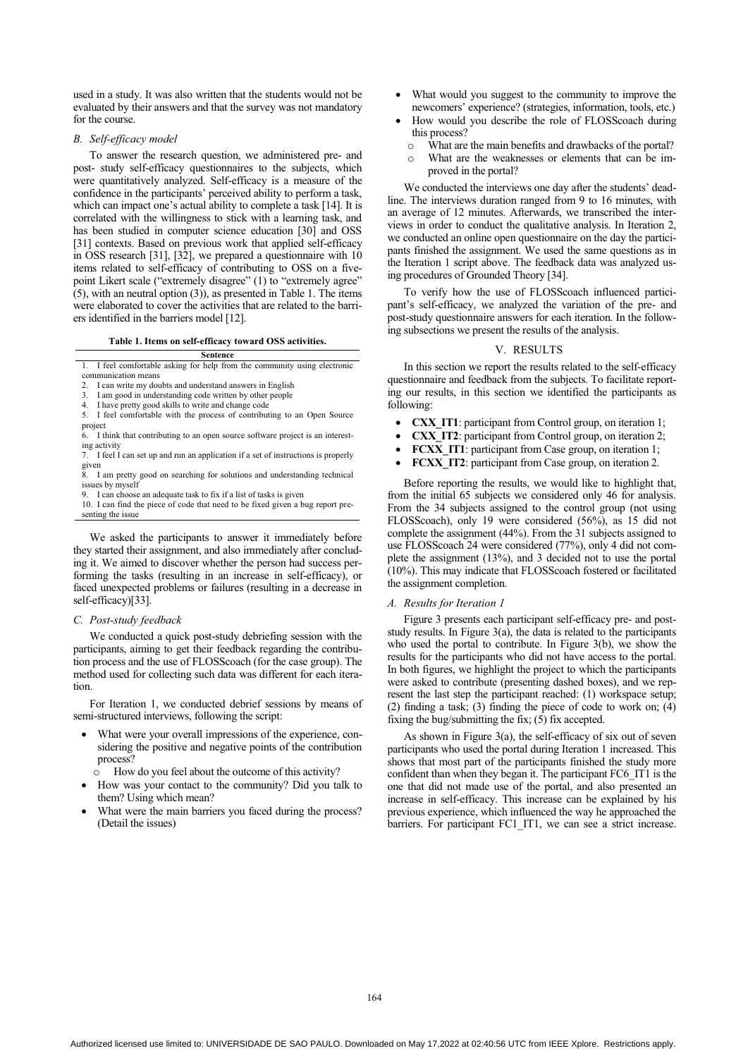used in a study. It was also written that the students would not be evaluated by their answers and that the survey was not mandatory for the course.

### B. Self-efficacy model

To answer the research question, we administered pre- and post- study self-efficacy questionnaires to the subjects, which were quantitatively analyzed. Self-efficacy is a measure of the confidence in the participants' perceived ability to perform a task, which can impact one's actual ability to complete a task [14]. It is correlated with the willingness to stick with a learning task, and has been studied in computer science education [30] and OSS [31] contexts. Based on previous work that applied self-efficacy in OSS research [31], [32], we prepared a questionnaire with 10 items related to self-efficacy of contributing to OSS on a five-point Likert scale ("extremely disagree" (1) to "extremely agree" (5), with an neutral option (3)), as presented in Table 1. The items were elaborated to cover the activities that are related to the barriers identified in the barriers model [12].

**Table 1. Items on self-efficacy toward OSS activities.**

| Sentence |
|---|
| 1. I feel comfortable asking for help from the community using electronic communication means |
| 2. I can write my doubts and understand answers in English |
| 3. I am good in understanding code written by other people |
| 4. I have pretty good skills to write and change code |
| 5. I feel comfortable with the process of contributing to an Open Source project |
| 6. I think that contributing to an open source software project is an interesting activity |
| 7. I feel I can set up and run an application if a set of instructions is properly given |
| 8. I am pretty good on searching for solutions and understanding technical issues by myself |
| 9. I can choose an adequate task to fix if a list of tasks is given |
| 10. I can find the piece of code that need to be fixed given a bug report presenting the issue |

We asked the participants to answer it immediately before they started their assignment, and also immediately after concluding it. We aimed to discover whether the person had success performing the tasks (resulting in an increase in self-efficacy), or faced unexpected problems or failures (resulting in a decrease in self-efficacy)[33].

### C. Post-study feedback

We conducted a quick post-study debriefing session with the participants, aiming to get their feedback regarding the contribution process and the use of FLOSScoach (for the case group). The method used for collecting such data was different for each iteration.

For Iteration 1, we conducted debrief sessions by means of semi-structured interviews, following the script:

- What were your overall impressions of the experience, considering the positive and negative points of the contribution process?
  - How do you feel about the outcome of this activity?
- How was your contact to the community? Did you talk to them? Using which mean?
- What were the main barriers you faced during the process? (Detail the issues)
- What would you suggest to the community to improve the newcomers' experience? (strategies, information, tools, etc.)
- How would you describe the role of FLOSScoach during this process?
  - What are the main benefits and drawbacks of the portal?
  - What are the weaknesses or elements that can be improved in the portal?

We conducted the interviews one day after the students' deadline. The interviews duration ranged from 9 to 16 minutes, with an average of 12 minutes. Afterwards, we transcribed the interviews in order to conduct the qualitative analysis. In Iteration 2, we conducted an online open questionnaire on the day the participants finished the assignment. We used the same questions as in the Iteration 1 script above. The feedback data was analyzed using procedures of Grounded Theory [34].

To verify how the use of FLOSScoach influenced participant's self-efficacy, we analyzed the variation of the pre- and post-study questionnaire answers for each iteration. In the following subsections we present the results of the analysis.

## V. RESULTS

In this section we report the results related to the self-efficacy questionnaire and feedback from the subjects. To facilitate reporting our results, in this section we identified the participants as following:

- **CXX_IT1**: participant from Control group, on iteration 1;
- **CXX_IT2**: participant from Control group, on iteration 2;
- **FCXX_IT1**: participant from Case group, on iteration 1;
- **FCXX_IT2**: participant from Case group, on iteration 2.

Before reporting the results, we would like to highlight that, from the initial 65 subjects we considered only 46 for analysis. From the 34 subjects assigned to the control group (not using FLOSScoach), only 19 were considered (56%), as 15 did not complete the assignment (44%). From the 31 subjects assigned to use FLOSScoach 24 were considered (77%), only 4 did not complete the assignment (13%), and 3 decided not to use the portal (10%). This may indicate that FLOSScoach fostered or facilitated the assignment completion.

### A. Results for Iteration 1

Figure 3 presents each participant self-efficacy pre- and post-study results. In Figure 3(a), the data is related to the participants who used the portal to contribute. In Figure 3(b), we show the results for the participants who did not have access to the portal. In both figures, we highlight the project to which the participants were asked to contribute (presenting dashed boxes), and we represent the last step the participant reached: (1) workspace setup; (2) finding a task; (3) finding the piece of code to work on; (4) fixing the bug/submitting the fix; (5) fix accepted.

As shown in Figure 3(a), the self-efficacy of six out of seven participants who used the portal during Iteration 1 increased. This shows that most part of the participants finished the study more confident than when they began it. The participant FC6_IT1 is the one that did not made use of the portal, and also presented an increase in self-efficacy. This increase can be explained by his previous experience, which influenced the way he approached the barriers. For participant FC1_IT1, we can see a strict increase.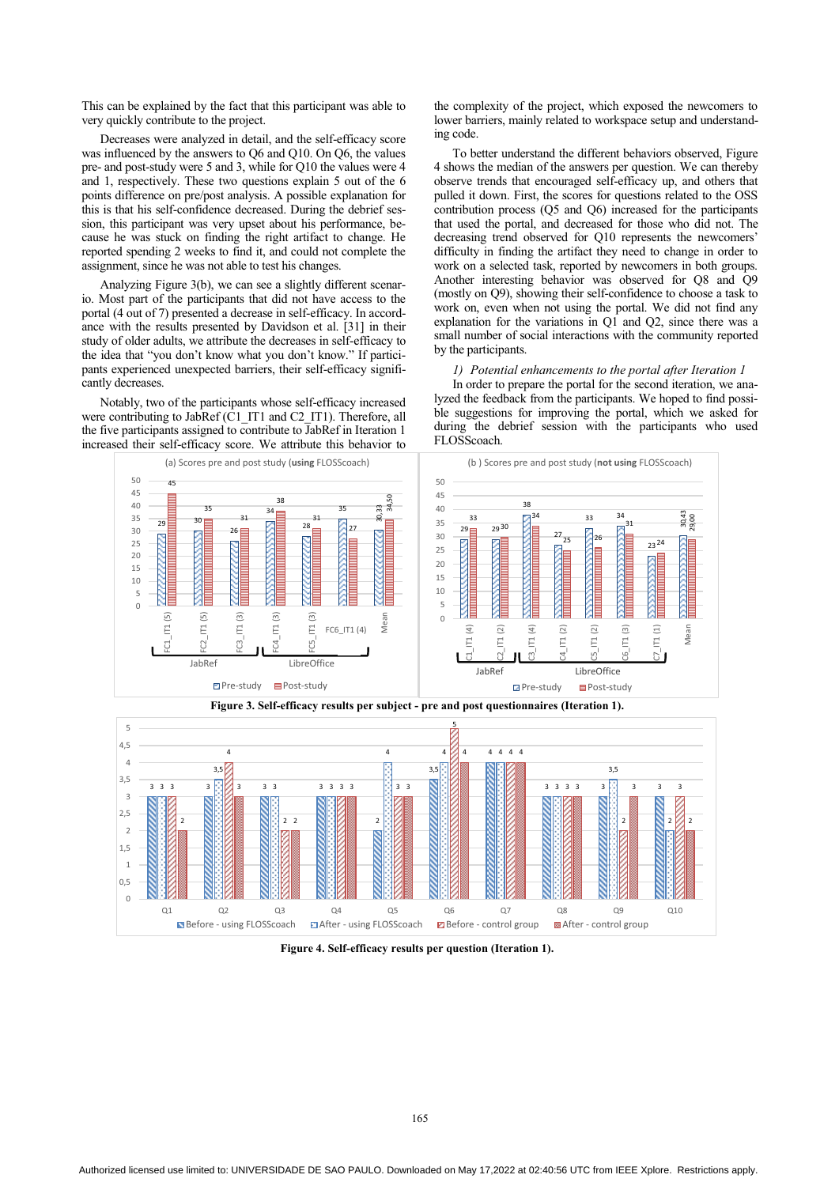This can be explained by the fact that this participant was able to very quickly contribute to the project.

Decreases were analyzed in detail, and the self-efficacy score was influenced by the answers to Q6 and Q10. On Q6, the values pre- and post-study were 5 and 3, while for Q10 the values were 4 and 1, respectively. These two questions explain 5 out of the 6 points difference on pre/post analysis. A possible explanation for this is that his self-confidence decreased. During the debrief session, this participant was very upset about his performance, because he was stuck on finding the right artifact to change. He reported spending 2 weeks to find it, and could not complete the assignment, since he was not able to test his changes.

Analyzing Figure 3(b), we can see a slightly different scenario. Most part of the participants that did not have access to the portal (4 out of 7) presented a decrease in self-efficacy. In accordance with the results presented by Davidson et al. [31] in their study of older adults, we attribute the decreases in self-efficacy to the idea that "you don't know what you don't know." If participants experienced unexpected barriers, their self-efficacy significantly decreases.

Notably, two of the participants whose self-efficacy increased were contributing to JabRef (C1_IT1 and C2_IT1). Therefore, all the five participants assigned to contribute to JabRef in Iteration 1 increased their self-efficacy score. We attribute this behavior to the complexity of the project, which exposed the newcomers to lower barriers, mainly related to workspace setup and understanding code.

To better understand the different behaviors observed, Figure 4 shows the median of the answers per question. We can thereby observe trends that encouraged self-efficacy up, and others that pulled it down. First, the scores for questions related to the OSS contribution process (Q5 and Q6) increased for the participants that used the portal, and decreased for those who did not. The decreasing trend observed for Q10 represents the newcomers' difficulty in finding the artifact they need to change in order to work on a selected task, reported by newcomers in both groups. Another interesting behavior was observed for Q8 and Q9 (mostly on Q9), showing their self-confidence to choose a task to work on, even when not using the portal. We did not find any explanation for the variations in Q1 and Q2, since there was a small number of social interactions with the community reported by the participants.

*1) Potential enhancements to the portal after Iteration 1*

In order to prepare the portal for the second iteration, we analyzed the feedback from the participants. We hoped to find possible suggestions for improving the portal, which we asked for during the debrief session with the participants who used FLOSScoach.

**Figure 3. Self-efficacy results per subject - pre and post questionnaires (Iteration 1).**

**Figure 4. Self-efficacy results per question (Iteration 1).**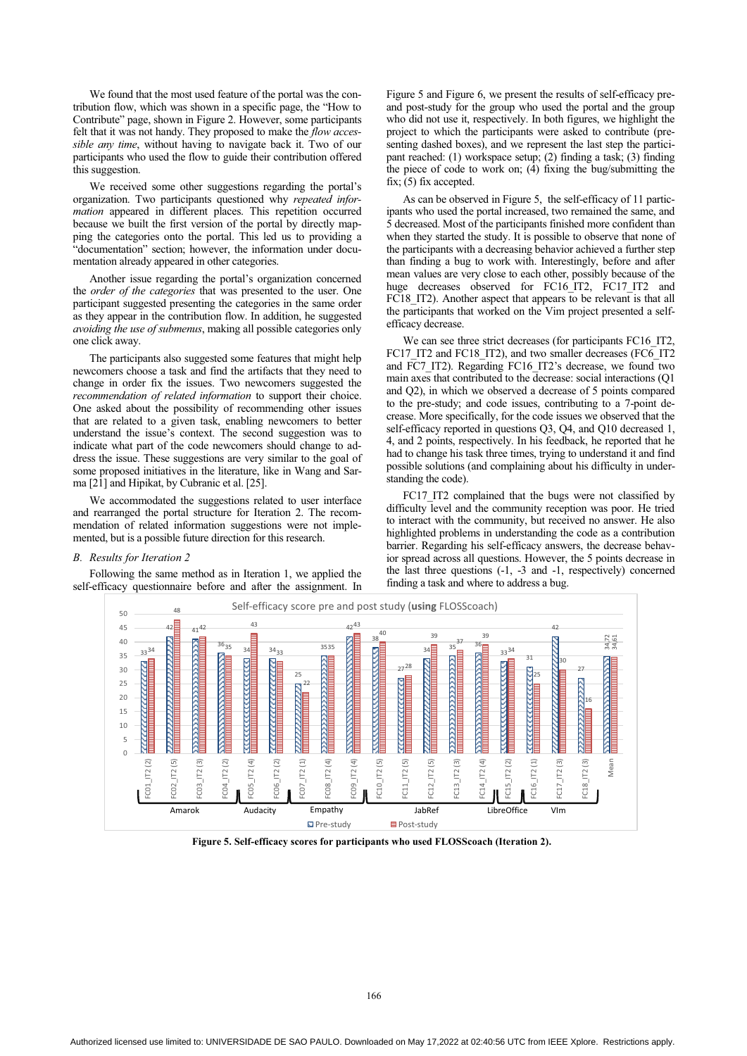We found that the most used feature of the portal was the contribution flow, which was shown in a specific page, the "How to Contribute" page, shown in Figure 2. However, some participants felt that it was not handy. They proposed to make the *flow accessible any time*, without having to navigate back it. Two of our participants who used the flow to guide their contribution offered this suggestion.

We received some other suggestions regarding the portal's organization. Two participants questioned why *repeated information* appeared in different places. This repetition occurred because we built the first version of the portal by directly mapping the categories onto the portal. This led us to providing a "documentation" section; however, the information under documentation already appeared in other categories.

Another issue regarding the portal's organization concerned the *order of the categories* that was presented to the user. One participant suggested presenting the categories in the same order as they appear in the contribution flow. In addition, he suggested *avoiding the use of submenus*, making all possible categories only one click away.

The participants also suggested some features that might help newcomers choose a task and find the artifacts that they need to change in order fix the issues. Two newcomers suggested the *recommendation of related information* to support their choice. One asked about the possibility of recommending other issues that are related to a given task, enabling newcomers to better understand the issue's context. The second suggestion was to indicate what part of the code newcomers should change to address the issue. These suggestions are very similar to the goal of some proposed initiatives in the literature, like in Wang and Sarma [21] and Hipikat, by Cubranic et al. [25].

We accommodated the suggestions related to user interface and rearranged the portal structure for Iteration 2. The recommendation of related information suggestions were not implemented, but is a possible future direction for this research.

### *B. Results for Iteration 2*

Following the same method as in Iteration 1, we applied the self-efficacy questionnaire before and after the assignment. In Figure 5 and Figure 6, we present the results of self-efficacy pre- and post-study for the group who used the portal and the group who did not use it, respectively. In both figures, we highlight the project to which the participants were asked to contribute (presenting dashed boxes), and we represent the last step the participant reached: (1) workspace setup; (2) finding a task; (3) finding the piece of code to work on; (4) fixing the bug/submitting the fix; (5) fix accepted.

As can be observed in Figure 5, the self-efficacy of 11 participants who used the portal increased, two remained the same, and 5 decreased. Most of the participants finished more confident than when they started the study. It is possible to observe that none of the participants with a decreasing behavior achieved a further step than finding a bug to work with. Interestingly, before and after mean values are very close to each other, possibly because of the huge decreases observed for FC16_IT2, FC17_IT2 and FC18_IT2). Another aspect that appears to be relevant is that all the participants that worked on the Vim project presented a self-efficacy decrease.

We can see three strict decreases (for participants FC16_IT2, FC17_IT2 and FC18_IT2), and two smaller decreases (FC6_IT2 and FC7_IT2). Regarding FC16_IT2's decrease, we found two main axes that contributed to the decrease: social interactions (Q1 and Q2), in which we observed a decrease of 5 points compared to the pre-study; and code issues, contributing to a 7-point decrease. More specifically, for the code issues we observed that the self-efficacy reported in questions Q3, Q4, and Q10 decreased 1, 4, and 2 points, respectively. In his feedback, he reported that he had to change his task three times, trying to understand it and find possible solutions (and complaining about his difficulty in understanding the code).

FC17_IT2 complained that the bugs were not classified by difficulty level and the community reception was poor. He tried to interact with the community, but received no answer. He also highlighted problems in understanding the code as a contribution barrier. Regarding his self-efficacy answers, the decrease behavior spread across all questions. However, the 5 points decrease in the last three questions (-1, -3 and -1, respectively) concerned finding a task and where to address a bug.

**Figure 5. Self-efficacy scores for participants who used FLOSScoach (Iteration 2).**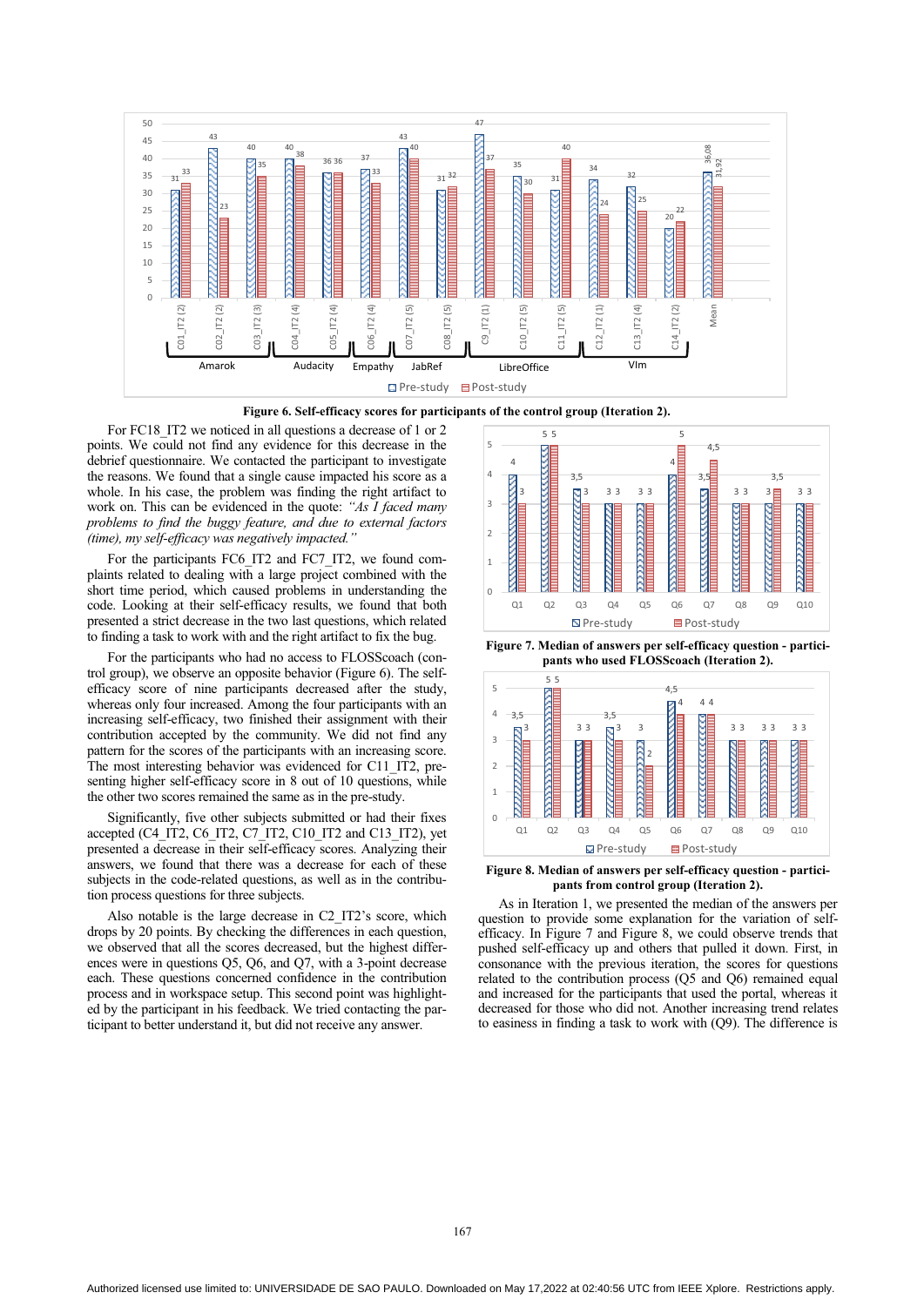Figure 6. Self-efficacy scores for participants of the control group (Iteration 2).

For FC18_IT2 we noticed in all questions a decrease of 1 or 2 points. We could not find any evidence for this decrease in the debrief questionnaire. We contacted the participant to investigate the reasons. We found that a single cause impacted his score as a whole. In his case, the problem was finding the right artifact to work on. This can be evidenced in the quote: *"As I faced many problems to find the buggy feature, and due to external factors (time), my self-efficacy was negatively impacted."*

For the participants FC6_IT2 and FC7_IT2, we found complaints related to dealing with a large project combined with the short time period, which caused problems in understanding the code. Looking at their self-efficacy results, we found that both presented a strict decrease in the two last questions, which related to finding a task to work with and the right artifact to fix the bug.

For the participants who had no access to FLOSScoach (control group), we observe an opposite behavior (Figure 6). The self-efficacy score of nine participants decreased after the study, whereas only four increased. Among the four participants with an increasing self-efficacy, two finished their assignment with their contribution accepted by the community. We did not find any pattern for the scores of the participants with an increasing score. The most interesting behavior was evidenced for C11_IT2, presenting higher self-efficacy score in 8 out of 10 questions, while the other two scores remained the same as in the pre-study.

Significantly, five other subjects submitted or had their fixes accepted (C4_IT2, C6_IT2, C7_IT2, C10_IT2 and C13_IT2), yet presented a decrease in their self-efficacy scores. Analyzing their answers, we found that there was a decrease for each of these subjects in the code-related questions, as well as in the contribution process questions for three subjects.

Also notable is the large decrease in C2_IT2's score, which drops by 20 points. By checking the differences in each question, we observed that all the scores decreased, but the highest differences were in questions Q5, Q6, and Q7, with a 3-point decrease each. These questions concerned confidence in the contribution process and in workspace setup. This second point was highlighted by the participant in his feedback. We tried contacting the participant to better understand it, but did not receive any answer.

Figure 7. Median of answers per self-efficacy question - participants who used FLOSScoach (Iteration 2).

Figure 8. Median of answers per self-efficacy question - participants from control group (Iteration 2).

As in Iteration 1, we presented the median of the answers per question to provide some explanation for the variation of self-efficacy. In Figure 7 and Figure 8, we could observe trends that pushed self-efficacy up and others that pulled it down. First, in consonance with the previous iteration, the scores for questions related to the contribution process (Q5 and Q6) remained equal and increased for the participants that used the portal, whereas it decreased for those who did not. Another increasing trend relates to easiness in finding a task to work with (Q9). The difference is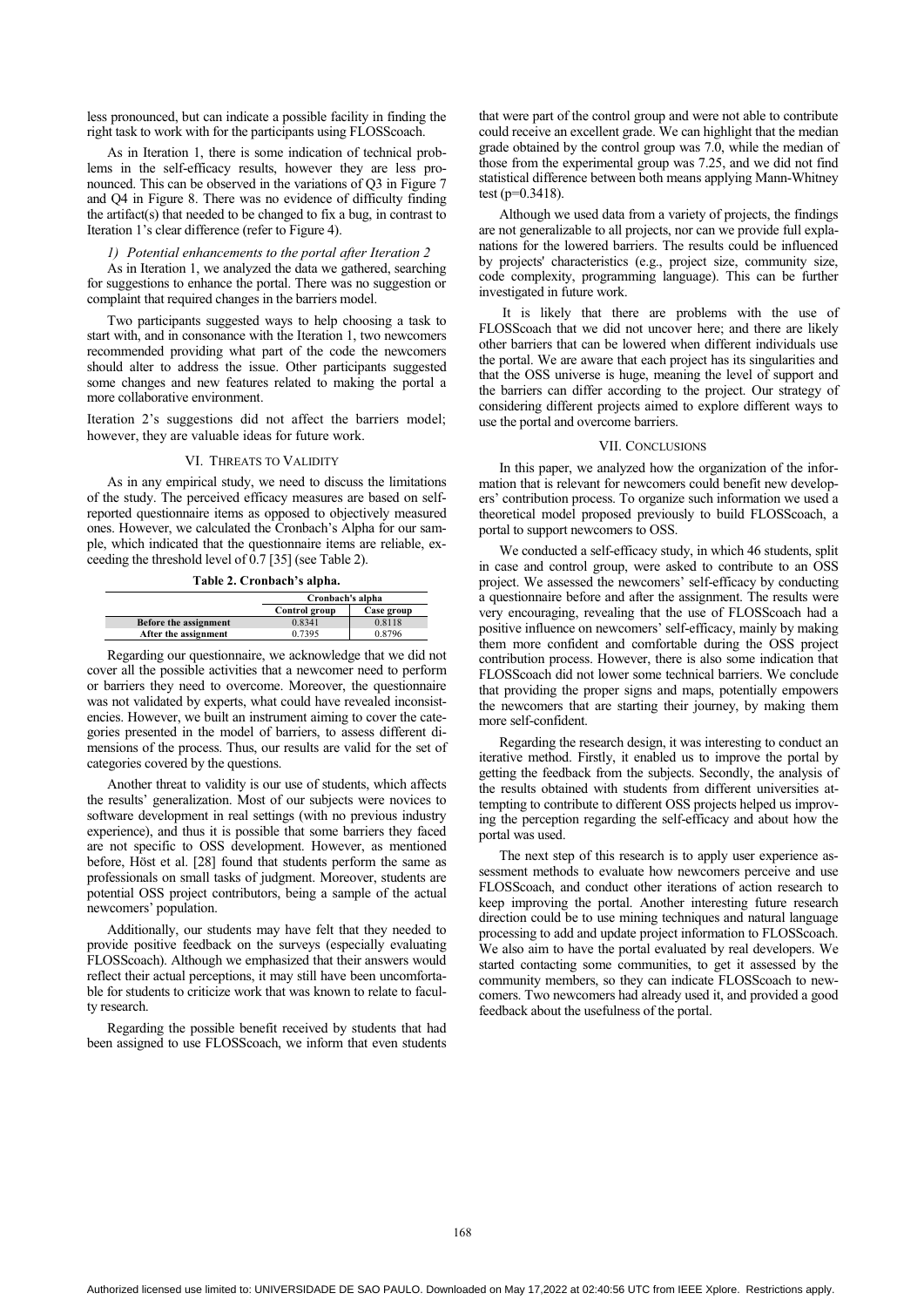less pronounced, but can indicate a possible facility in finding the right task to work with for the participants using FLOSScoach.

As in Iteration 1, there is some indication of technical problems in the self-efficacy results, however they are less pronounced. This can be observed in the variations of Q3 in Figure 7 and Q4 in Figure 8. There was no evidence of difficulty finding the artifact(s) that needed to be changed to fix a bug, in contrast to Iteration 1's clear difference (refer to Figure 4).

*1) Potential enhancements to the portal after Iteration 2*

As in Iteration 1, we analyzed the data we gathered, searching for suggestions to enhance the portal. There was no suggestion or complaint that required changes in the barriers model.

Two participants suggested ways to help choosing a task to start with, and in consonance with the Iteration 1, two newcomers recommended providing what part of the code the newcomers should alter to address the issue. Other participants suggested some changes and new features related to making the portal a more collaborative environment.

Iteration 2's suggestions did not affect the barriers model; however, they are valuable ideas for future work.

## VI. Threats to Validity

As in any empirical study, we need to discuss the limitations of the study. The perceived efficacy measures are based on self-reported questionnaire items as opposed to objectively measured ones. However, we calculated the Cronbach's Alpha for our sample, which indicated that the questionnaire items are reliable, exceeding the threshold level of 0.7 [35] (see Table 2).

**Table 2. Cronbach's alpha.**

| | Cronbach's alpha | |
|---|---|---|
| | **Control group** | **Case group** |
| **Before the assignment** | 0.8341 | 0.8118 |
| **After the assignment** | 0.7395 | 0.8796 |

Regarding our questionnaire, we acknowledge that we did not cover all the possible activities that a newcomer need to perform or barriers they need to overcome. Moreover, the questionnaire was not validated by experts, what could have revealed inconsistencies. However, we built an instrument aiming to cover the categories presented in the model of barriers, to assess different dimensions of the process. Thus, our results are valid for the set of categories covered by the questions.

Another threat to validity is our use of students, which affects the results' generalization. Most of our subjects were novices to software development in real settings (with no previous industry experience), and thus it is possible that some barriers they faced are not specific to OSS development. However, as mentioned before, Höst et al. [28] found that students perform the same as professionals on small tasks of judgment. Moreover, students are potential OSS project contributors, being a sample of the actual newcomers' population.

Additionally, our students may have felt that they needed to provide positive feedback on the surveys (especially evaluating FLOSScoach). Although we emphasized that their answers would reflect their actual perceptions, it may still have been uncomfortable for students to criticize work that was known to relate to faculty research.

Regarding the possible benefit received by students that had been assigned to use FLOSScoach, we inform that even students that were part of the control group and were not able to contribute could receive an excellent grade. We can highlight that the median grade obtained by the control group was 7.0, while the median of those from the experimental group was 7.25, and we did not find statistical difference between both means applying Mann-Whitney test ($p=0.3418$).

Although we used data from a variety of projects, the findings are not generalizable to all projects, nor can we provide full explanations for the lowered barriers. The results could be influenced by projects' characteristics (e.g., project size, community size, code complexity, programming language). This can be further investigated in future work.

It is likely that there are problems with the use of FLOSScoach that we did not uncover here; and there are likely other barriers that can be lowered when different individuals use the portal. We are aware that each project has its singularities and that the OSS universe is huge, meaning the level of support and the barriers can differ according to the project. Our strategy of considering different projects aimed to explore different ways to use the portal and overcome barriers.

## VII. Conclusions

In this paper, we analyzed how the organization of the information that is relevant for newcomers could benefit new developers' contribution process. To organize such information we used a theoretical model proposed previously to build FLOSScoach, a portal to support newcomers to OSS.

We conducted a self-efficacy study, in which 46 students, split in case and control group, were asked to contribute to an OSS project. We assessed the newcomers' self-efficacy by conducting a questionnaire before and after the assignment. The results were very encouraging, revealing that the use of FLOSScoach had a positive influence on newcomers' self-efficacy, mainly by making them more confident and comfortable during the OSS project contribution process. However, there is also some indication that FLOSScoach did not lower some technical barriers. We conclude that providing the proper signs and maps, potentially empowers the newcomers that are starting their journey, by making them more self-confident.

Regarding the research design, it was interesting to conduct an iterative method. Firstly, it enabled us to improve the portal by getting the feedback from the subjects. Secondly, the analysis of the results obtained with students from different universities attempting to contribute to different OSS projects helped us improving the perception regarding the self-efficacy and about how the portal was used.

The next step of this research is to apply user experience assessment methods to evaluate how newcomers perceive and use FLOSScoach, and conduct other iterations of action research to keep improving the portal. Another interesting future research direction could be to use mining techniques and natural language processing to add and update project information to FLOSScoach. We also aim to have the portal evaluated by real developers. We started contacting some communities, to get it assessed by the community members, so they can indicate FLOSScoach to newcomers. Two newcomers had already used it, and provided a good feedback about the usefulness of the portal.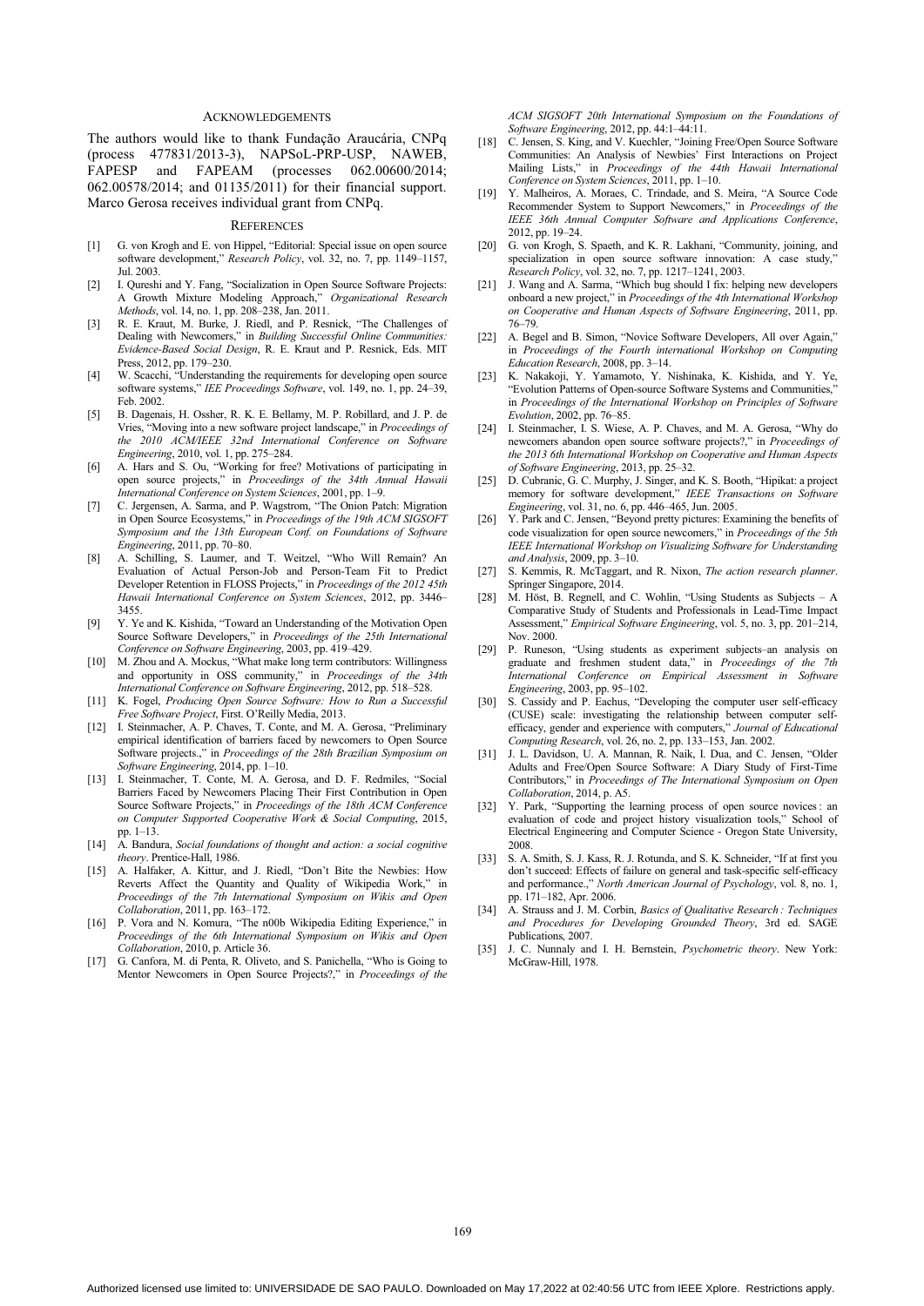## ACKNOWLEDGEMENTS

The authors would like to thank Fundação Araucária, CNPq (process 477831/2013-3), NAPSoL-PRP-USP, NAWEB, FAPESP and FAPEAM (processes 062.00600/2014; 062.00578/2014; and 01135/2011) for their financial support. Marco Gerosa receives individual grant from CNPq.

## REFERENCES

[1] G. von Krogh and E. von Hippel, "Editorial: Special issue on open source software development," *Research Policy*, vol. 32, no. 7, pp. 1149–1157, Jul. 2003.

[2] I. Qureshi and Y. Fang, "Socialization in Open Source Software Projects: A Growth Mixture Modeling Approach," *Organizational Research Methods*, vol. 14, no. 1, pp. 208–238, Jan. 2011.

[3] R. E. Kraut, M. Burke, J. Riedl, and P. Resnick, "The Challenges of Dealing with Newcomers," in *Building Successful Online Communities: Evidence-Based Social Design*, R. E. Kraut and P. Resnick, Eds. MIT Press, 2012, pp. 179–230.

[4] W. Scacchi, "Understanding the requirements for developing open source software systems," *IEE Proceedings Software*, vol. 149, no. 1, pp. 24–39, Feb. 2002.

[5] B. Dagenais, H. Ossher, R. K. E. Bellamy, M. P. Robillard, and J. P. de Vries, "Moving into a new software project landscape," in *Proceedings of the 2010 ACM/IEEE 32nd International Conference on Software Engineering*, 2010, vol. 1, pp. 275–284.

[6] A. Hars and S. Ou, "Working for free? Motivations of participating in open source projects," in *Proceedings of the 34th Annual Hawaii International Conference on System Sciences*, 2001, pp. 1–9.

[7] C. Jergensen, A. Sarma, and P. Wagstrom, "The Onion Patch: Migration in Open Source Ecosystems," in *Proceedings of the 19th ACM SIGSOFT Symposium and the 13th European Conf. on Foundations of Software Engineering*, 2011, pp. 70–80.

[8] A. Schilling, S. Laumer, and T. Weitzel, "Who Will Remain? An Evaluation of Actual Person-Job and Person-Team Fit to Predict Developer Retention in FLOSS Projects," in *Proceedings of the 2012 45th Hawaii International Conference on System Sciences*, 2012, pp. 3446–3455.

[9] Y. Ye and K. Kishida, "Toward an Understanding of the Motivation Open Source Software Developers," in *Proceedings of the 25th International Conference on Software Engineering*, 2003, pp. 419–429.

[10] M. Zhou and A. Mockus, "What make long term contributors: Willingness and opportunity in OSS community," in *Proceedings of the 34th International Conference on Software Engineering*, 2012, pp. 518–528.

[11] K. Fogel, *Producing Open Source Software: How to Run a Successful Free Software Project*, First. O'Reilly Media, 2013.

[12] I. Steinmacher, A. P. Chaves, T. Conte, and M. A. Gerosa, "Preliminary empirical identification of barriers faced by newcomers to Open Source Software projects.," in *Proceedings of the 28th Brazilian Symposium on Software Engineering*, 2014, pp. 1–10.

[13] I. Steinmacher, T. Conte, M. A. Gerosa, and D. F. Redmiles, "Social Barriers Faced by Newcomers Placing Their First Contribution in Open Source Software Projects," in *Proceedings of the 18th ACM Conference on Computer Supported Cooperative Work & Social Computing*, 2015, pp. 1–13.

[14] A. Bandura, *Social foundations of thought and action: a social cognitive theory*. Prentice-Hall, 1986.

[15] A. Halfaker, A. Kittur, and J. Riedl, "Don't Bite the Newbies: How Reverts Affect the Quantity and Quality of Wikipedia Work," in *Proceedings of the 7th International Symposium on Wikis and Open Collaboration*, 2011, pp. 163–172.

[16] P. Vora and N. Komura, "The n00b Wikipedia Editing Experience," in *Proceedings of the 6th International Symposium on Wikis and Open Collaboration*, 2010, p. Article 36.

[17] G. Canfora, M. di Penta, R. Oliveto, and S. Panichella, "Who is Going to Mentor Newcomers in Open Source Projects?," in *Proceedings of the ACM SIGSOFT 20th International Symposium on the Foundations of Software Engineering*, 2012, pp. 44:1–44:11.

[18] C. Jensen, S. King, and V. Kuechler, "Joining Free/Open Source Software Communities: An Analysis of Newbies' First Interactions on Project Mailing Lists," in *Proceedings of the 44th Hawaii International Conference on System Sciences*, 2011, pp. 1–10.

[19] Y. Malheiros, A. Moraes, C. Trindade, and S. Meira, "A Source Code Recommender System to Support Newcomers," in *Proceedings of the IEEE 36th Annual Computer Software and Applications Conference*, 2012, pp. 19–24.

[20] G. von Krogh, S. Spaeth, and K. R. Lakhani, "Community, joining, and specialization in open source software innovation: A case study," *Research Policy*, vol. 32, no. 7, pp. 1217–1241, 2003.

[21] J. Wang and A. Sarma, "Which bug should I fix: helping new developers onboard a new project," in *Proceedings of the 4th International Workshop on Cooperative and Human Aspects of Software Engineering*, 2011, pp. 76–79.

[22] A. Begel and B. Simon, "Novice Software Developers, All over Again," in *Proceedings of the Fourth international Workshop on Computing Education Research*, 2008, pp. 3–14.

[23] K. Nakakoji, Y. Yamamoto, Y. Nishinaka, K. Kishida, and Y. Ye, "Evolution Patterns of Open-source Software Systems and Communities," in *Proceedings of the International Workshop on Principles of Software Evolution*, 2002, pp. 76–85.

[24] I. Steinmacher, I. S. Wiese, A. P. Chaves, and M. A. Gerosa, "Why do newcomers abandon open source software projects?," in *Proceedings of the 2013 6th International Workshop on Cooperative and Human Aspects of Software Engineering*, 2013, pp. 25–32.

[25] D. Cubranic, G. C. Murphy, J. Singer, and K. S. Booth, "Hipikat: a project memory for software development," *IEEE Transactions on Software Engineering*, vol. 31, no. 6, pp. 446–465, Jun. 2005.

[26] Y. Park and C. Jensen, "Beyond pretty pictures: Examining the benefits of code visualization for open source newcomers," in *Proceedings of the 5th IEEE International Workshop on Visualizing Software for Understanding and Analysis*, 2009, pp. 3–10.

[27] S. Kemmis, R. McTaggart, and R. Nixon, *The action research planner*. Springer Singapore, 2014.

[28] M. Höst, B. Regnell, and C. Wohlin, "Using Students as Subjects – A Comparative Study of Students and Professionals in Lead-Time Impact Assessment," *Empirical Software Engineering*, vol. 5, no. 3, pp. 201–214, Nov. 2000.

[29] P. Runeson, "Using students as experiment subjects–an analysis on graduate and freshmen student data," in *Proceedings of the 7th International Conference on Empirical Assessment in Software Engineering*, 2003, pp. 95–102.

[30] S. Cassidy and P. Eachus, "Developing the computer user self-efficacy (CUSE) scale: investigating the relationship between computer self-efficacy, gender and experience with computers," *Journal of Educational Computing Research*, vol. 26, no. 2, pp. 133–153, Jan. 2002.

[31] J. L. Davidson, U. A. Mannan, R. Naik, I. Dua, and C. Jensen, "Older Adults and Free/Open Source Software: A Diary Study of First-Time Contributors," in *Proceedings of The International Symposium on Open Collaboration*, 2014, p. A5.

[32] Y. Park, "Supporting the learning process of open source novices : an evaluation of code and project history visualization tools," School of Electrical Engineering and Computer Science - Oregon State University, 2008.

[33] S. A. Smith, S. J. Kass, R. J. Rotunda, and S. K. Schneider, "If at first you don't succeed: Effects of failure on general and task-specific self-efficacy and performance.," *North American Journal of Psychology*, vol. 8, no. 1, pp. 171–182, Apr. 2006.

[34] A. Strauss and J. M. Corbin, *Basics of Qualitative Research : Techniques and Procedures for Developing Grounded Theory*, 3rd ed. SAGE Publications, 2007.

[35] J. C. Nunnaly and I. H. Bernstein, *Psychometric theory*. New York: McGraw-Hill, 1978.